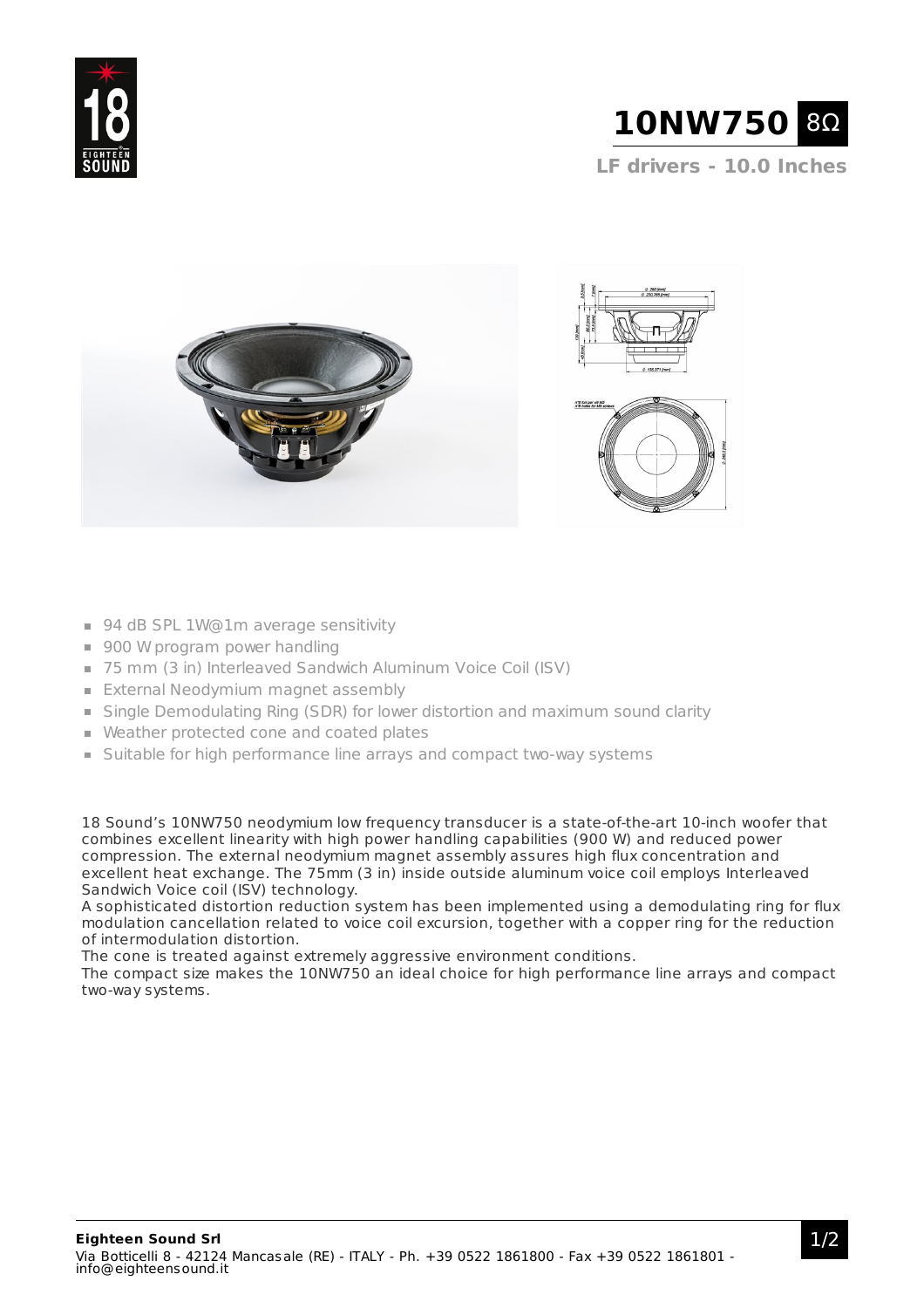# 10NW750 8Ω

**LF drivers - 10.0 Inches**

- 94 dB SPL 1W@1m average sensitivity
- 900 W program power handling
- 75 mm (3 in) Interleaved Sandwich Aluminum Voice Coil (ISV)
- External Neodymium magnet assembly
- Single Demodulating Ring (SDR) for lower distortion and maximum sound clarity
- Weather protected cone and coated plates
- Suitable for high performance line arrays and compact two-way systems

18 Sound's 10NW750 neodymium low frequency transducer is a state-of-the-art 10-inch woofer that combines excellent linearity with high power handling capabilities (900 W) and reduced power compression. The external neodymium magnet assembly assures high flux concentration and excellent heat exchange. The 75mm (3 in) inside outside aluminum voice coil employs Interleaved Sandwich Voice coil (ISV) technology.
A sophisticated distortion reduction system has been implemented using a demodulating ring for flux modulation cancellation related to voice coil excursion, together with a copper ring for the reduction of intermodulation distortion.
The cone is treated against extremely aggressive environment conditions.
The compact size makes the 10NW750 an ideal choice for high performance line arrays and compact two-way systems.

**Eighteen Sound Srl**
Via Botticelli 8 - 42124 Mancasale (RE) - ITALY - Ph. +39 0522 1861800 - Fax +39 0522 1861801 - info@eighteensound.it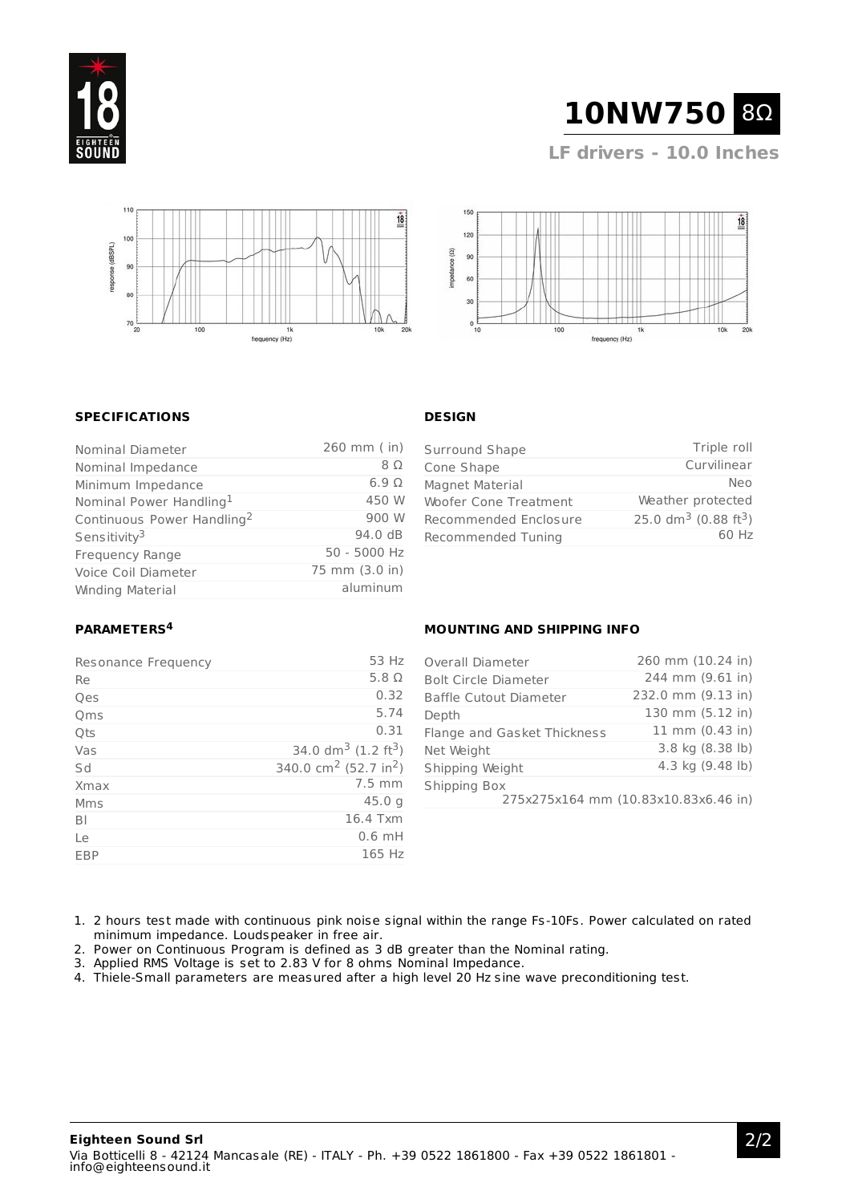# 10NW750 8Ω

## LF drivers - 10.0 Inches

110
100
90
80
70
response (dBSPL)
20
100
1k
10k
20k
frequency (Hz)

150
120
90
60
30
0
impedance (Ω)
10
100
1k
10k
20k
frequency (Hz)

### SPECIFICATIONS

| | |
|---|---|
| Nominal Diameter | 260 mm ( in) |
| Nominal Impedance | 8 Ω |
| Minimum Impedance | 6.9 Ω |
| Nominal Power Handling[1] | 450 W |
| Continuous Power Handling[2] | 900 W |
| Sensitivity[3] | 94.0 dB |
| Frequency Range | 50 - 5000 Hz |
| Voice Coil Diameter | 75 mm (3.0 in) |
| Winding Material | aluminum |

### DESIGN

| | |
|---|---|
| Surround Shape | Triple roll |
| Cone Shape | Curvilinear |
| Magnet Material | Neo |
| Woofer Cone Treatment | Weather protected |
| Recommended Enclosure | 25.0 $dm^3$ (0.88 $ft^3$) |
| Recommended Tuning | 60 Hz |

### PARAMETERS[4]

| | |
|---|---|
| Resonance Frequency | 53 Hz |
| Re | 5.8 Ω |
| Qes | 0.32 |
| Qms | 5.74 |
| Qts | 0.31 |
| Vas | 34.0 $dm^3$ (1.2 $ft^3$) |
| Sd | 340.0 $cm^2$ (52.7 $in^2$) |
| Xmax | 7.5 mm |
| Mms | 45.0 g |
| Bl | 16.4 Txm |
| Le | 0.6 mH |
| EBP | 165 Hz |

### MOUNTING AND SHIPPING INFO

| | |
|---|---|
| Overall Diameter | 260 mm (10.24 in) |
| Bolt Circle Diameter | 244 mm (9.61 in) |
| Baffle Cutout Diameter | 232.0 mm (9.13 in) |
| Depth | 130 mm (5.12 in) |
| Flange and Gasket Thickness | 11 mm (0.43 in) |
| Net Weight | 3.8 kg (8.38 lb) |
| Shipping Weight | 4.3 kg (9.48 lb) |
| Shipping Box | 275x275x164 mm (10.83x10.83x6.46 in) |

1. 2 hours test made with continuous pink noise signal within the range Fs-10Fs. Power calculated on rated minimum impedance. Loudspeaker in free air.
2. Power on Continuous Program is defined as 3 dB greater than the Nominal rating.
3. Applied RMS Voltage is set to 2.83 V for 8 ohms Nominal Impedance.
4. Thiele-Small parameters are measured after a high level 20 Hz sine wave preconditioning test.

**Eighteen Sound Srl**
Via Botticelli 8 - 42124 Mancasale (RE) - ITALY - Ph. +39 0522 1861800 - Fax +39 0522 1861801 - info@eighteensound.it